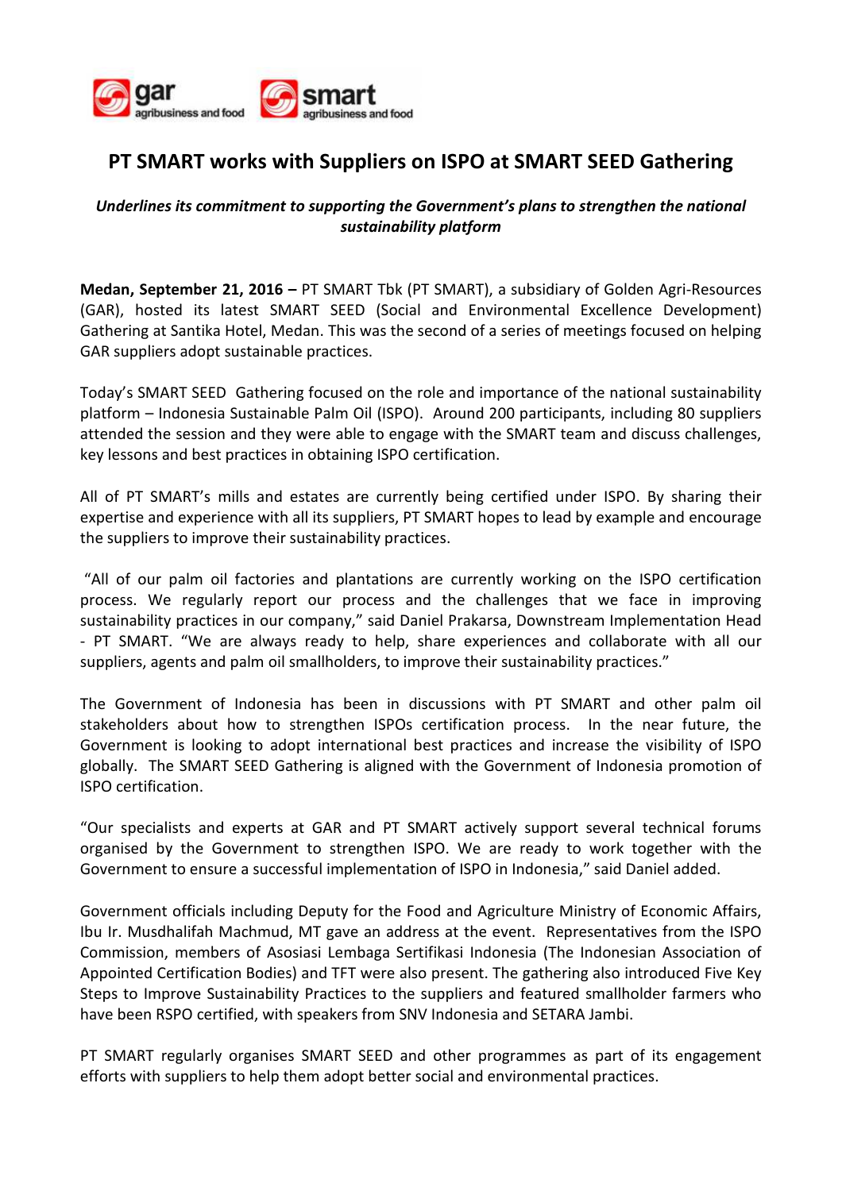# PT SMART works with Suppliers on ISPO at SMART SEED Gathering

***Underlines its commitment to supporting the Government's plans to strengthen the national sustainability platform***

**Medan, September 21, 2016 –** PT SMART Tbk (PT SMART), a subsidiary of Golden Agri-Resources (GAR), hosted its latest SMART SEED (Social and Environmental Excellence Development) Gathering at Santika Hotel, Medan. This was the second of a series of meetings focused on helping GAR suppliers adopt sustainable practices.

Today's SMART SEED Gathering focused on the role and importance of the national sustainability platform – Indonesia Sustainable Palm Oil (ISPO). Around 200 participants, including 80 suppliers attended the session and they were able to engage with the SMART team and discuss challenges, key lessons and best practices in obtaining ISPO certification.

All of PT SMART's mills and estates are currently being certified under ISPO. By sharing their expertise and experience with all its suppliers, PT SMART hopes to lead by example and encourage the suppliers to improve their sustainability practices.

"All of our palm oil factories and plantations are currently working on the ISPO certification process. We regularly report our process and the challenges that we face in improving sustainability practices in our company," said Daniel Prakarsa, Downstream Implementation Head - PT SMART. "We are always ready to help, share experiences and collaborate with all our suppliers, agents and palm oil smallholders, to improve their sustainability practices."

The Government of Indonesia has been in discussions with PT SMART and other palm oil stakeholders about how to strengthen ISPOs certification process. In the near future, the Government is looking to adopt international best practices and increase the visibility of ISPO globally. The SMART SEED Gathering is aligned with the Government of Indonesia promotion of ISPO certification.

"Our specialists and experts at GAR and PT SMART actively support several technical forums organised by the Government to strengthen ISPO. We are ready to work together with the Government to ensure a successful implementation of ISPO in Indonesia," said Daniel added.

Government officials including Deputy for the Food and Agriculture Ministry of Economic Affairs, Ibu Ir. Musdhalifah Machmud, MT gave an address at the event. Representatives from the ISPO Commission, members of Asosiasi Lembaga Sertifikasi Indonesia (The Indonesian Association of Appointed Certification Bodies) and TFT were also present. The gathering also introduced Five Key Steps to Improve Sustainability Practices to the suppliers and featured smallholder farmers who have been RSPO certified, with speakers from SNV Indonesia and SETARA Jambi.

PT SMART regularly organises SMART SEED and other programmes as part of its engagement efforts with suppliers to help them adopt better social and environmental practices.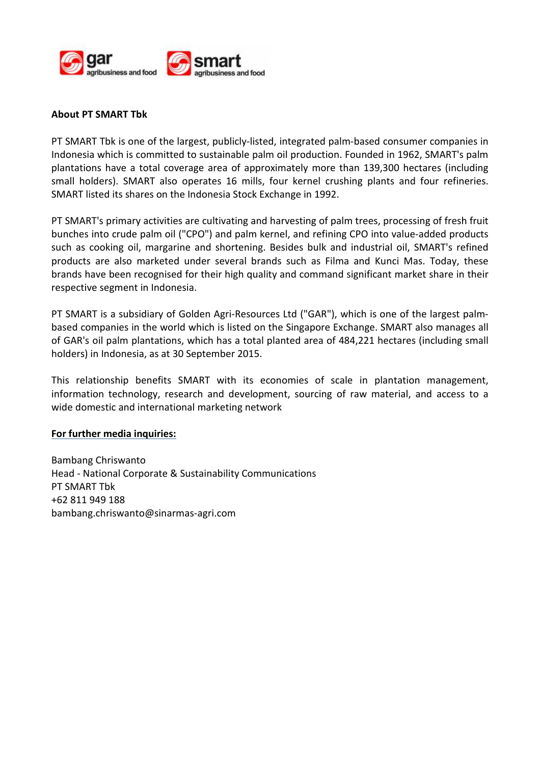**About PT SMART Tbk**

PT SMART Tbk is one of the largest, publicly-listed, integrated palm-based consumer companies in Indonesia which is committed to sustainable palm oil production. Founded in 1962, SMART's palm plantations have a total coverage area of approximately more than 139,300 hectares (including small holders). SMART also operates 16 mills, four kernel crushing plants and four refineries. SMART listed its shares on the Indonesia Stock Exchange in 1992.

PT SMART's primary activities are cultivating and harvesting of palm trees, processing of fresh fruit bunches into crude palm oil ("CPO") and palm kernel, and refining CPO into value-added products such as cooking oil, margarine and shortening. Besides bulk and industrial oil, SMART's refined products are also marketed under several brands such as Filma and Kunci Mas. Today, these brands have been recognised for their high quality and command significant market share in their respective segment in Indonesia.

PT SMART is a subsidiary of Golden Agri-Resources Ltd ("GAR"), which is one of the largest palm-based companies in the world which is listed on the Singapore Exchange. SMART also manages all of GAR's oil palm plantations, which has a total planted area of 484,221 hectares (including small holders) in Indonesia, as at 30 September 2015.

This relationship benefits SMART with its economies of scale in plantation management, information technology, research and development, sourcing of raw material, and access to a wide domestic and international marketing network

**For further media inquiries:**

Bambang Chriswanto
Head - National Corporate & Sustainability Communications
PT SMART Tbk
+62 811 949 188
bambang.chriswanto@sinarmas-agri.com